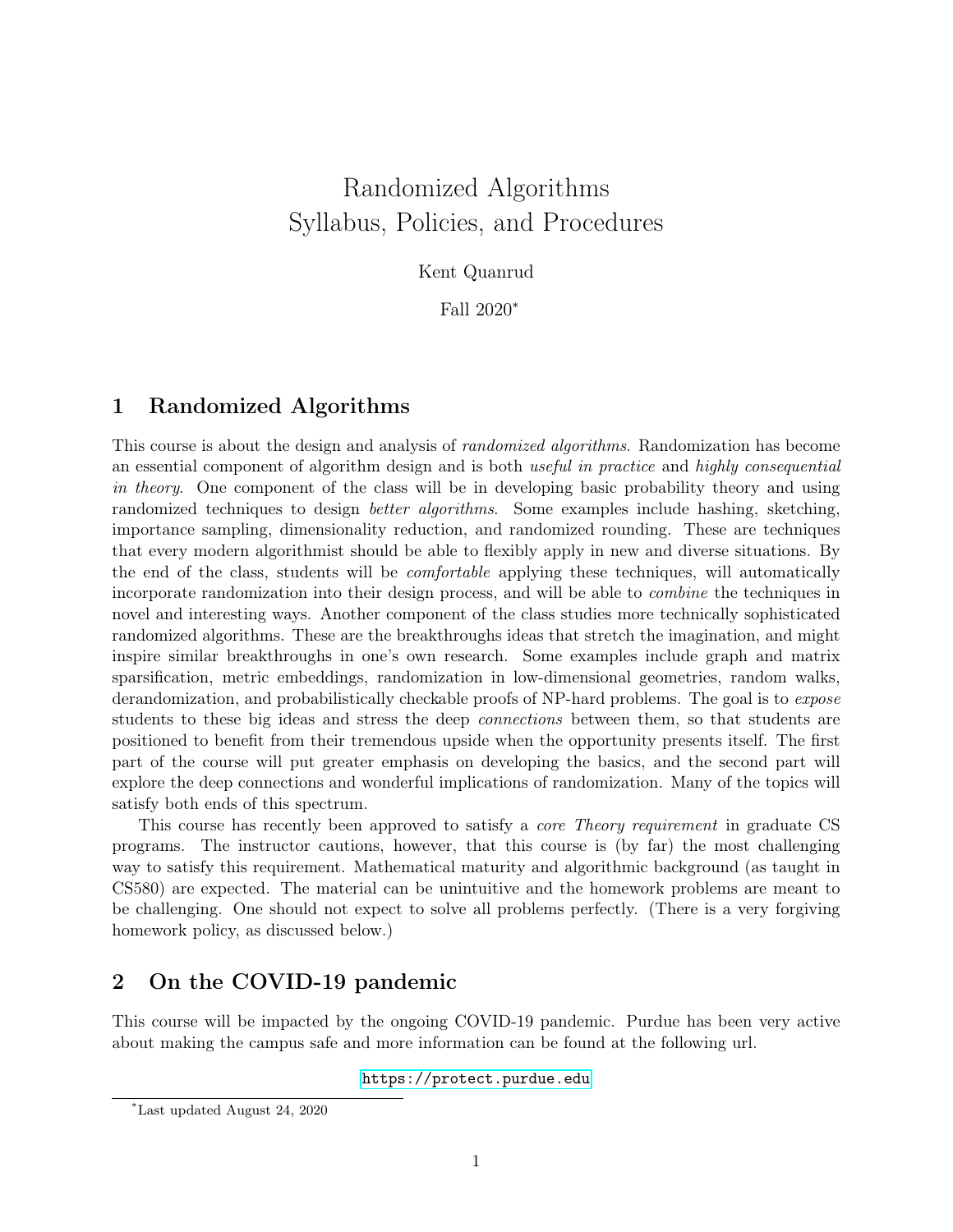# Randomized Algorithms
# Syllabus, Policies, and Procedures

Kent Quanrud

Fall 2020[*]

## 1 Randomized Algorithms

This course is about the design and analysis of *randomized algorithms*. Randomization has become an essential component of algorithm design and is both *useful in practice* and *highly consequential in theory*. One component of the class will be in developing basic probability theory and using randomized techniques to design *better algorithms*. Some examples include hashing, sketching, importance sampling, dimensionality reduction, and randomized rounding. These are techniques that every modern algorithmist should be able to flexibly apply in new and diverse situations. By the end of the class, students will be *comfortable* applying these techniques, will automatically incorporate randomization into their design process, and will be able to *combine* the techniques in novel and interesting ways. Another component of the class studies more technically sophisticated randomized algorithms. These are the breakthroughs ideas that stretch the imagination, and might inspire similar breakthroughs in one's own research. Some examples include graph and matrix sparsification, metric embeddings, randomization in low-dimensional geometries, random walks, derandomization, and probabilistically checkable proofs of NP-hard problems. The goal is to *expose* students to these big ideas and stress the deep *connections* between them, so that students are positioned to benefit from their tremendous upside when the opportunity presents itself. The first part of the course will put greater emphasis on developing the basics, and the second part will explore the deep connections and wonderful implications of randomization. Many of the topics will satisfy both ends of this spectrum.

This course has recently been approved to satisfy a *core Theory requirement* in graduate CS programs. The instructor cautions, however, that this course is (by far) the most challenging way to satisfy this requirement. Mathematical maturity and algorithmic background (as taught in CS580) are expected. The material can be unintuitive and the homework problems are meant to be challenging. One should not expect to solve all problems perfectly. (There is a very forgiving homework policy, as discussed below.)

## 2 On the COVID-19 pandemic

This course will be impacted by the ongoing COVID-19 pandemic. Purdue has been very active about making the campus safe and more information can be found at the following url.

https://protect.purdue.edu

[*] Last updated August 24, 2020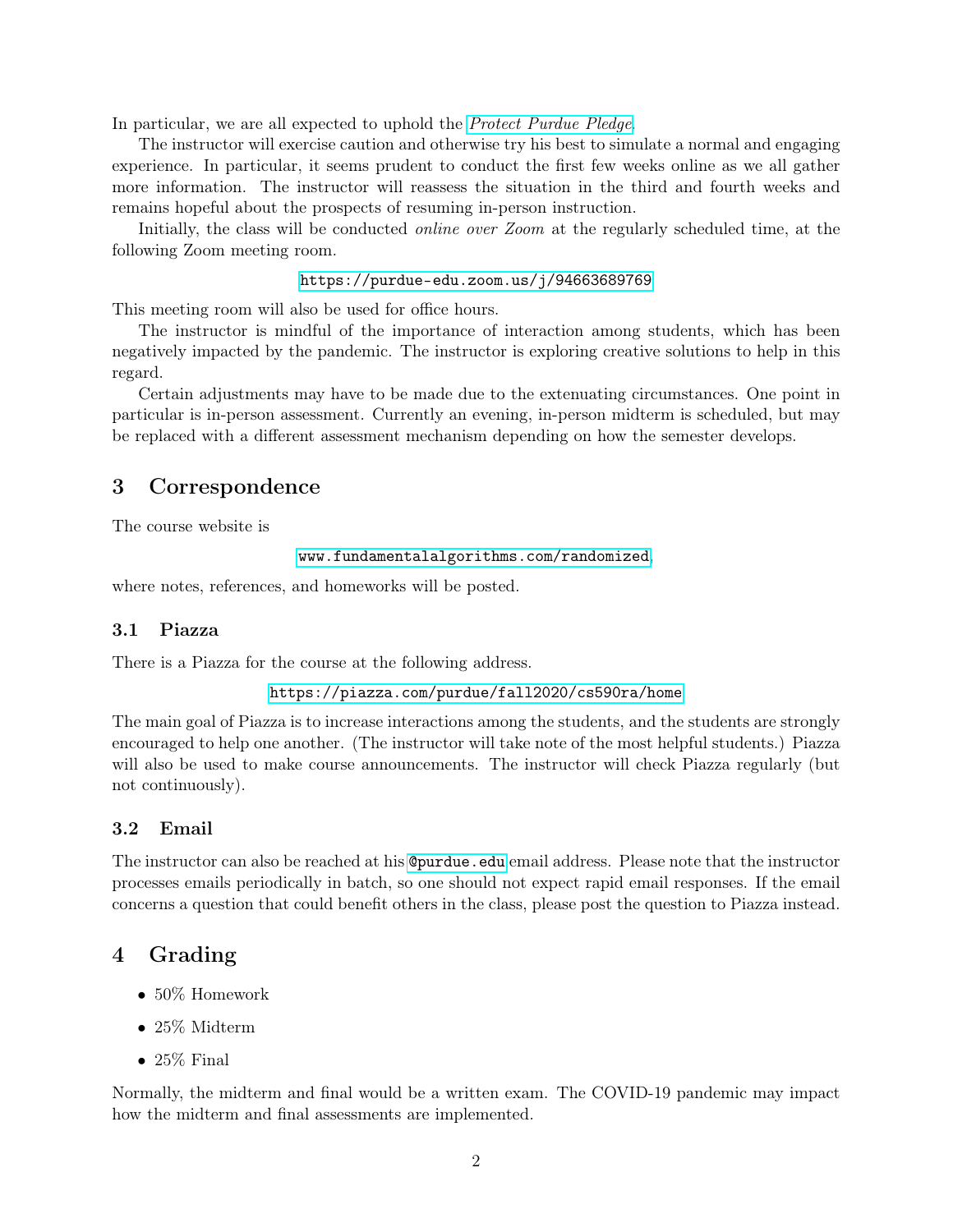In particular, we are all expected to uphold the *Protect Purdue Pledge*.

The instructor will exercise caution and otherwise try his best to simulate a normal and engaging experience. In particular, it seems prudent to conduct the first few weeks online as we all gather more information. The instructor will reassess the situation in the third and fourth weeks and remains hopeful about the prospects of resuming in-person instruction.

Initially, the class will be conducted *online over Zoom* at the regularly scheduled time, at the following Zoom meeting room.

`https://purdue-edu.zoom.us/j/94663689769`

This meeting room will also be used for office hours.

The instructor is mindful of the importance of interaction among students, which has been negatively impacted by the pandemic. The instructor is exploring creative solutions to help in this regard.

Certain adjustments may have to be made due to the extenuating circumstances. One point in particular is in-person assessment. Currently an evening, in-person midterm is scheduled, but may be replaced with a different assessment mechanism depending on how the semester develops.

## 3 Correspondence

The course website is

`www.fundamentalalgorithms.com/randomized`,

where notes, references, and homeworks will be posted.

### 3.1 Piazza

There is a Piazza for the course at the following address.

`https://piazza.com/purdue/fall2020/cs590ra/home`

The main goal of Piazza is to increase interactions among the students, and the students are strongly encouraged to help one another. (The instructor will take note of the most helpful students.) Piazza will also be used to make course announcements. The instructor will check Piazza regularly (but not continuously).

### 3.2 Email

The instructor can also be reached at his `@purdue.edu` email address. Please note that the instructor processes emails periodically in batch, so one should not expect rapid email responses. If the email concerns a question that could benefit others in the class, please post the question to Piazza instead.

## 4 Grading

- 50% Homework
- 25% Midterm
- 25% Final

Normally, the midterm and final would be a written exam. The COVID-19 pandemic may impact how the midterm and final assessments are implemented.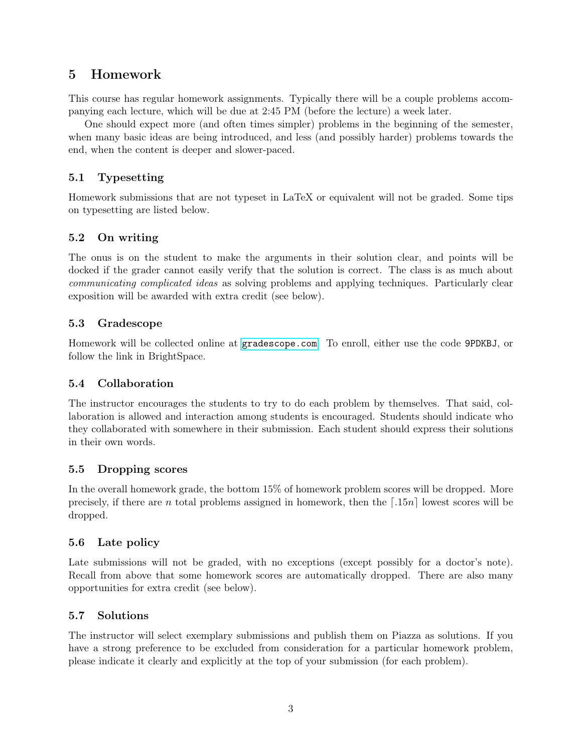## 5 Homework

This course has regular homework assignments. Typically there will be a couple problems accompanying each lecture, which will be due at 2:45 PM (before the lecture) a week later.

One should expect more (and often times simpler) problems in the beginning of the semester, when many basic ideas are being introduced, and less (and possibly harder) problems towards the end, when the content is deeper and slower-paced.

### 5.1 Typesetting

Homework submissions that are not typeset in LaTeX or equivalent will not be graded. Some tips on typesetting are listed below.

### 5.2 On writing

The onus is on the student to make the arguments in their solution clear, and points will be docked if the grader cannot easily verify that the solution is correct. The class is as much about *communicating complicated ideas* as solving problems and applying techniques. Particularly clear exposition will be awarded with extra credit (see below).

### 5.3 Gradescope

Homework will be collected online at `gradescope.com`. To enroll, either use the code `9PDKBJ`, or follow the link in BrightSpace.

### 5.4 Collaboration

The instructor encourages the students to try to do each problem by themselves. That said, collaboration is allowed and interaction among students is encouraged. Students should indicate who they collaborated with somewhere in their submission. Each student should express their solutions in their own words.

### 5.5 Dropping scores

In the overall homework grade, the bottom 15% of homework problem scores will be dropped. More precisely, if there are $n$ total problems assigned in homework, then the $\lceil .15n \rceil$ lowest scores will be dropped.

### 5.6 Late policy

Late submissions will not be graded, with no exceptions (except possibly for a doctor's note). Recall from above that some homework scores are automatically dropped. There are also many opportunities for extra credit (see below).

### 5.7 Solutions

The instructor will select exemplary submissions and publish them on Piazza as solutions. If you have a strong preference to be excluded from consideration for a particular homework problem, please indicate it clearly and explicitly at the top of your submission (for each problem).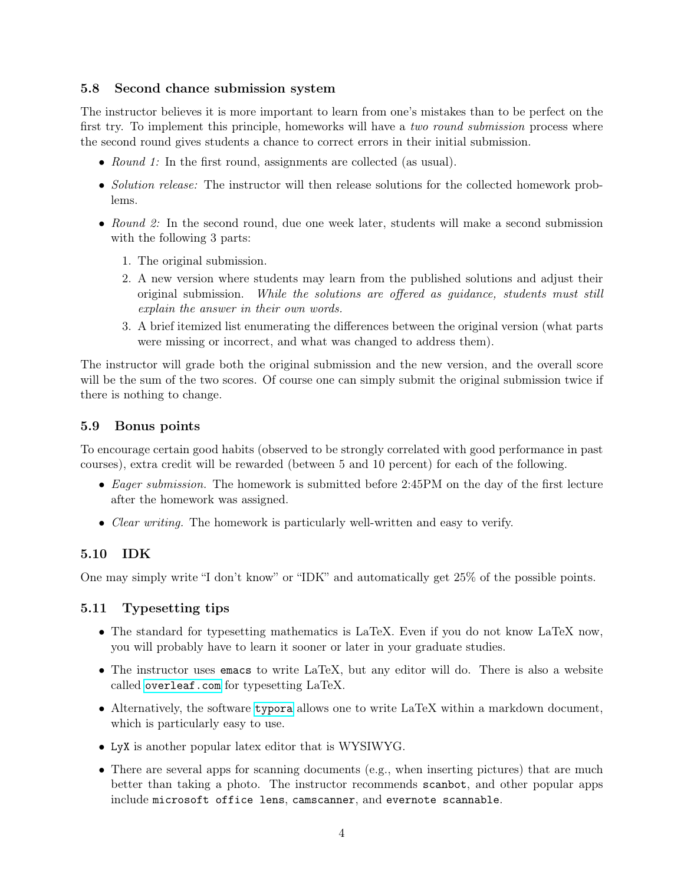### 5.8 Second chance submission system

The instructor believes it is more important to learn from one's mistakes than to be perfect on the first try. To implement this principle, homeworks will have a *two round submission* process where the second round gives students a chance to correct errors in their initial submission.

- *Round 1:* In the first round, assignments are collected (as usual).
- *Solution release:* The instructor will then release solutions for the collected homework problems.
- *Round 2:* In the second round, due one week later, students will make a second submission with the following 3 parts:
  1. The original submission.
  2. A new version where students may learn from the published solutions and adjust their original submission. *While the solutions are offered as guidance, students must still explain the answer in their own words.*
  3. A brief itemized list enumerating the differences between the original version (what parts were missing or incorrect, and what was changed to address them).

The instructor will grade both the original submission and the new version, and the overall score will be the sum of the two scores. Of course one can simply submit the original submission twice if there is nothing to change.

### 5.9 Bonus points

To encourage certain good habits (observed to be strongly correlated with good performance in past courses), extra credit will be rewarded (between 5 and 10 percent) for each of the following.

- *Eager submission.* The homework is submitted before 2:45PM on the day of the first lecture after the homework was assigned.
- *Clear writing.* The homework is particularly well-written and easy to verify.

### 5.10 IDK

One may simply write "I don't know" or "IDK" and automatically get 25% of the possible points.

### 5.11 Typesetting tips

- The standard for typesetting mathematics is LaTeX. Even if you do not know LaTeX now, you will probably have to learn it sooner or later in your graduate studies.
- The instructor uses `emacs` to write LaTeX, but any editor will do. There is also a website called `overleaf.com` for typesetting LaTeX.
- Alternatively, the software `typora` allows one to write LaTeX within a markdown document, which is particularly easy to use.
- `LyX` is another popular latex editor that is WYSIWYG.
- There are several apps for scanning documents (e.g., when inserting pictures) that are much better than taking a photo. The instructor recommends `scanbot`, and other popular apps include `microsoft office lens`, `camscanner`, and `evernote scannable`.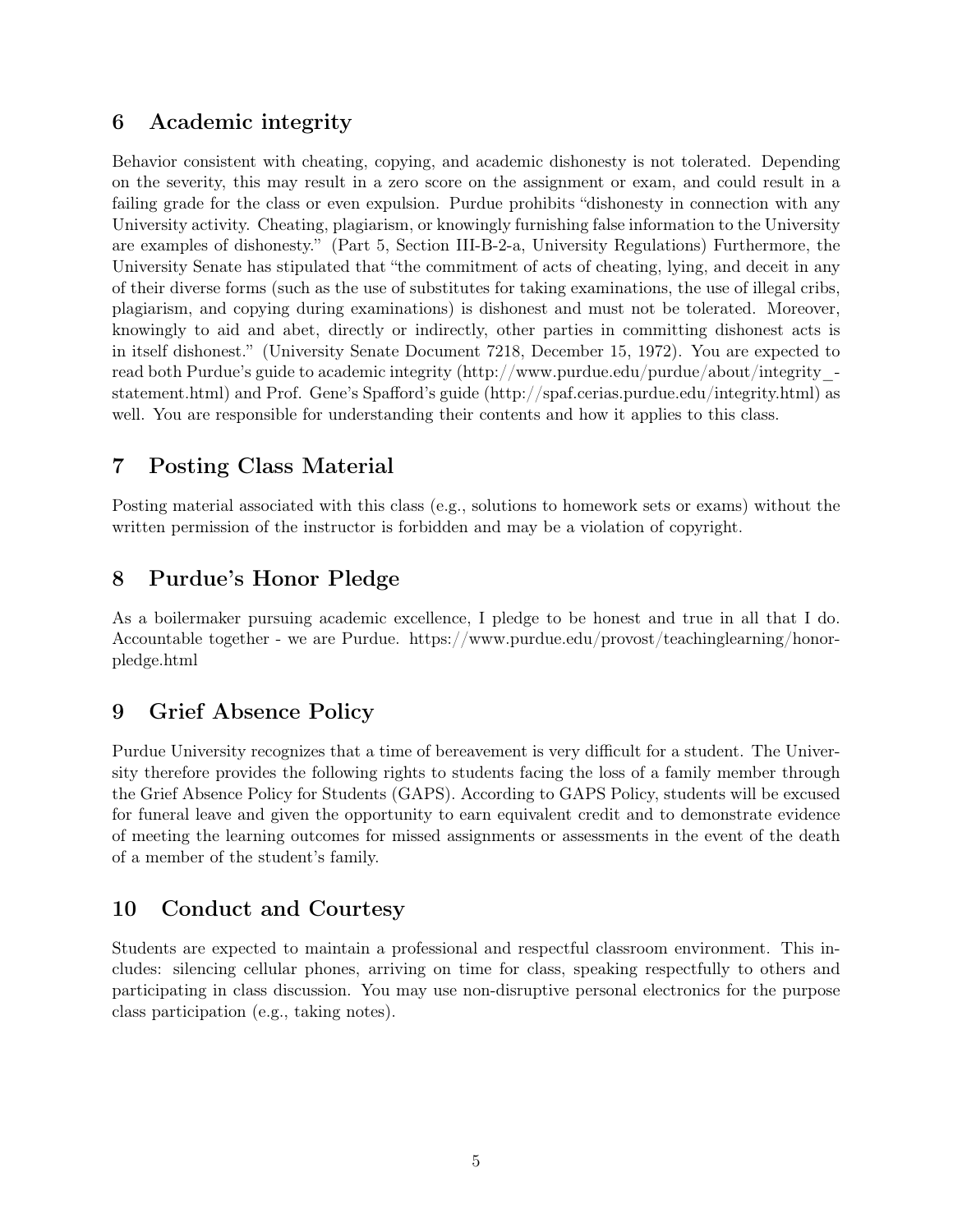## 6 Academic integrity

Behavior consistent with cheating, copying, and academic dishonesty is not tolerated. Depending on the severity, this may result in a zero score on the assignment or exam, and could result in a failing grade for the class or even expulsion. Purdue prohibits "dishonesty in connection with any University activity. Cheating, plagiarism, or knowingly furnishing false information to the University are examples of dishonesty." (Part 5, Section III-B-2-a, University Regulations) Furthermore, the University Senate has stipulated that "the commitment of acts of cheating, lying, and deceit in any of their diverse forms (such as the use of substitutes for taking examinations, the use of illegal cribs, plagiarism, and copying during examinations) is dishonest and must not be tolerated. Moreover, knowingly to aid and abet, directly or indirectly, other parties in committing dishonest acts is in itself dishonest." (University Senate Document 7218, December 15, 1972). You are expected to read both Purdue's guide to academic integrity (http://www.purdue.edu/purdue/about/integrity_statement.html) and Prof. Gene's Spafford's guide (http://spaf.cerias.purdue.edu/integrity.html) as well. You are responsible for understanding their contents and how it applies to this class.

## 7 Posting Class Material

Posting material associated with this class (e.g., solutions to homework sets or exams) without the written permission of the instructor is forbidden and may be a violation of copyright.

## 8 Purdue's Honor Pledge

As a boilermaker pursuing academic excellence, I pledge to be honest and true in all that I do. Accountable together - we are Purdue. https://www.purdue.edu/provost/teachinglearning/honor-pledge.html

## 9 Grief Absence Policy

Purdue University recognizes that a time of bereavement is very difficult for a student. The University therefore provides the following rights to students facing the loss of a family member through the Grief Absence Policy for Students (GAPS). According to GAPS Policy, students will be excused for funeral leave and given the opportunity to earn equivalent credit and to demonstrate evidence of meeting the learning outcomes for missed assignments or assessments in the event of the death of a member of the student's family.

## 10 Conduct and Courtesy

Students are expected to maintain a professional and respectful classroom environment. This includes: silencing cellular phones, arriving on time for class, speaking respectfully to others and participating in class discussion. You may use non-disruptive personal electronics for the purpose class participation (e.g., taking notes).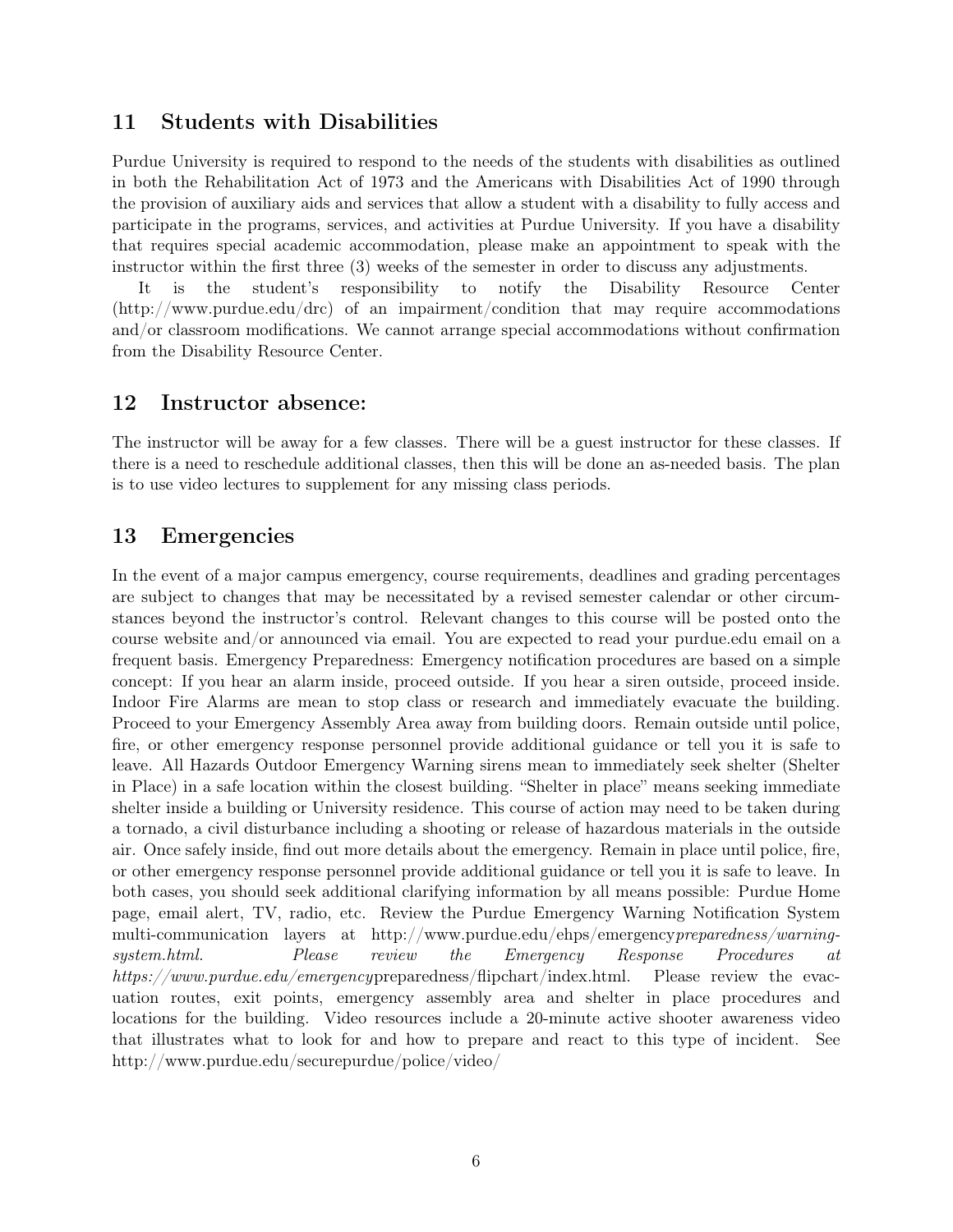## 11 Students with Disabilities

Purdue University is required to respond to the needs of the students with disabilities as outlined in both the Rehabilitation Act of 1973 and the Americans with Disabilities Act of 1990 through the provision of auxiliary aids and services that allow a student with a disability to fully access and participate in the programs, services, and activities at Purdue University. If you have a disability that requires special academic accommodation, please make an appointment to speak with the instructor within the first three (3) weeks of the semester in order to discuss any adjustments.

It is the student's responsibility to notify the Disability Resource Center (http://www.purdue.edu/drc) of an impairment/condition that may require accommodations and/or classroom modifications. We cannot arrange special accommodations without confirmation from the Disability Resource Center.

## 12 Instructor absence:

The instructor will be away for a few classes. There will be a guest instructor for these classes. If there is a need to reschedule additional classes, then this will be done an as-needed basis. The plan is to use video lectures to supplement for any missing class periods.

## 13 Emergencies

In the event of a major campus emergency, course requirements, deadlines and grading percentages are subject to changes that may be necessitated by a revised semester calendar or other circumstances beyond the instructor's control. Relevant changes to this course will be posted onto the course website and/or announced via email. You are expected to read your purdue.edu email on a frequent basis. Emergency Preparedness: Emergency notification procedures are based on a simple concept: If you hear an alarm inside, proceed outside. If you hear a siren outside, proceed inside. Indoor Fire Alarms are mean to stop class or research and immediately evacuate the building. Proceed to your Emergency Assembly Area away from building doors. Remain outside until police, fire, or other emergency response personnel provide additional guidance or tell you it is safe to leave. All Hazards Outdoor Emergency Warning sirens mean to immediately seek shelter (Shelter in Place) in a safe location within the closest building. "Shelter in place" means seeking immediate shelter inside a building or University residence. This course of action may need to be taken during a tornado, a civil disturbance including a shooting or release of hazardous materials in the outside air. Once safely inside, find out more details about the emergency. Remain in place until police, fire, or other emergency response personnel provide additional guidance or tell you it is safe to leave. In both cases, you should seek additional clarifying information by all means possible: Purdue Home page, email alert, TV, radio, etc. Review the Purdue Emergency Warning Notification System multi-communication layers at http://www.purdue.edu/ehps/emergency*preparedness/warning-system.html. Please review the Emergency Response Procedures at https://www.purdue.edu/emergency*preparedness/flipchart/index.html. Please review the evacuation routes, exit points, emergency assembly area and shelter in place procedures and locations for the building. Video resources include a 20-minute active shooter awareness video that illustrates what to look for and how to prepare and react to this type of incident. See http://www.purdue.edu/securepurdue/police/video/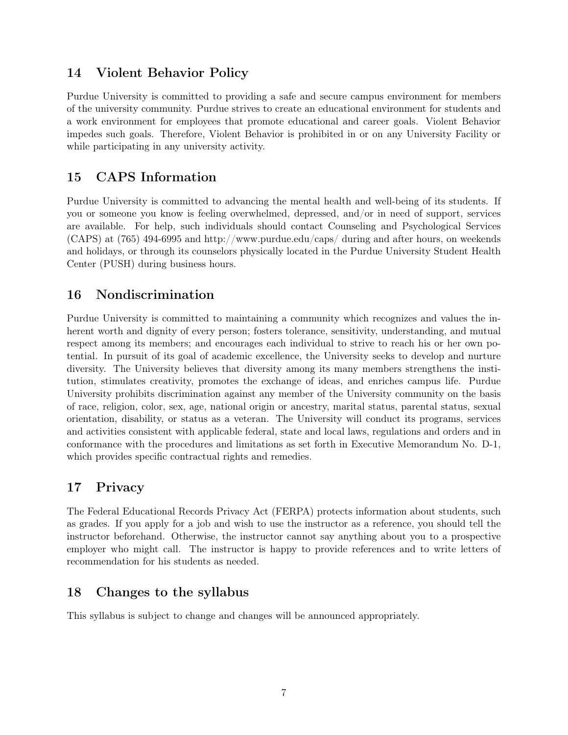## 14 Violent Behavior Policy

Purdue University is committed to providing a safe and secure campus environment for members of the university community. Purdue strives to create an educational environment for students and a work environment for employees that promote educational and career goals. Violent Behavior impedes such goals. Therefore, Violent Behavior is prohibited in or on any University Facility or while participating in any university activity.

## 15 CAPS Information

Purdue University is committed to advancing the mental health and well-being of its students. If you or someone you know is feeling overwhelmed, depressed, and/or in need of support, services are available. For help, such individuals should contact Counseling and Psychological Services (CAPS) at (765) 494-6995 and http://www.purdue.edu/caps/ during and after hours, on weekends and holidays, or through its counselors physically located in the Purdue University Student Health Center (PUSH) during business hours.

## 16 Nondiscrimination

Purdue University is committed to maintaining a community which recognizes and values the inherent worth and dignity of every person; fosters tolerance, sensitivity, understanding, and mutual respect among its members; and encourages each individual to strive to reach his or her own potential. In pursuit of its goal of academic excellence, the University seeks to develop and nurture diversity. The University believes that diversity among its many members strengthens the institution, stimulates creativity, promotes the exchange of ideas, and enriches campus life. Purdue University prohibits discrimination against any member of the University community on the basis of race, religion, color, sex, age, national origin or ancestry, marital status, parental status, sexual orientation, disability, or status as a veteran. The University will conduct its programs, services and activities consistent with applicable federal, state and local laws, regulations and orders and in conformance with the procedures and limitations as set forth in Executive Memorandum No. D-1, which provides specific contractual rights and remedies.

## 17 Privacy

The Federal Educational Records Privacy Act (FERPA) protects information about students, such as grades. If you apply for a job and wish to use the instructor as a reference, you should tell the instructor beforehand. Otherwise, the instructor cannot say anything about you to a prospective employer who might call. The instructor is happy to provide references and to write letters of recommendation for his students as needed.

## 18 Changes to the syllabus

This syllabus is subject to change and changes will be announced appropriately.